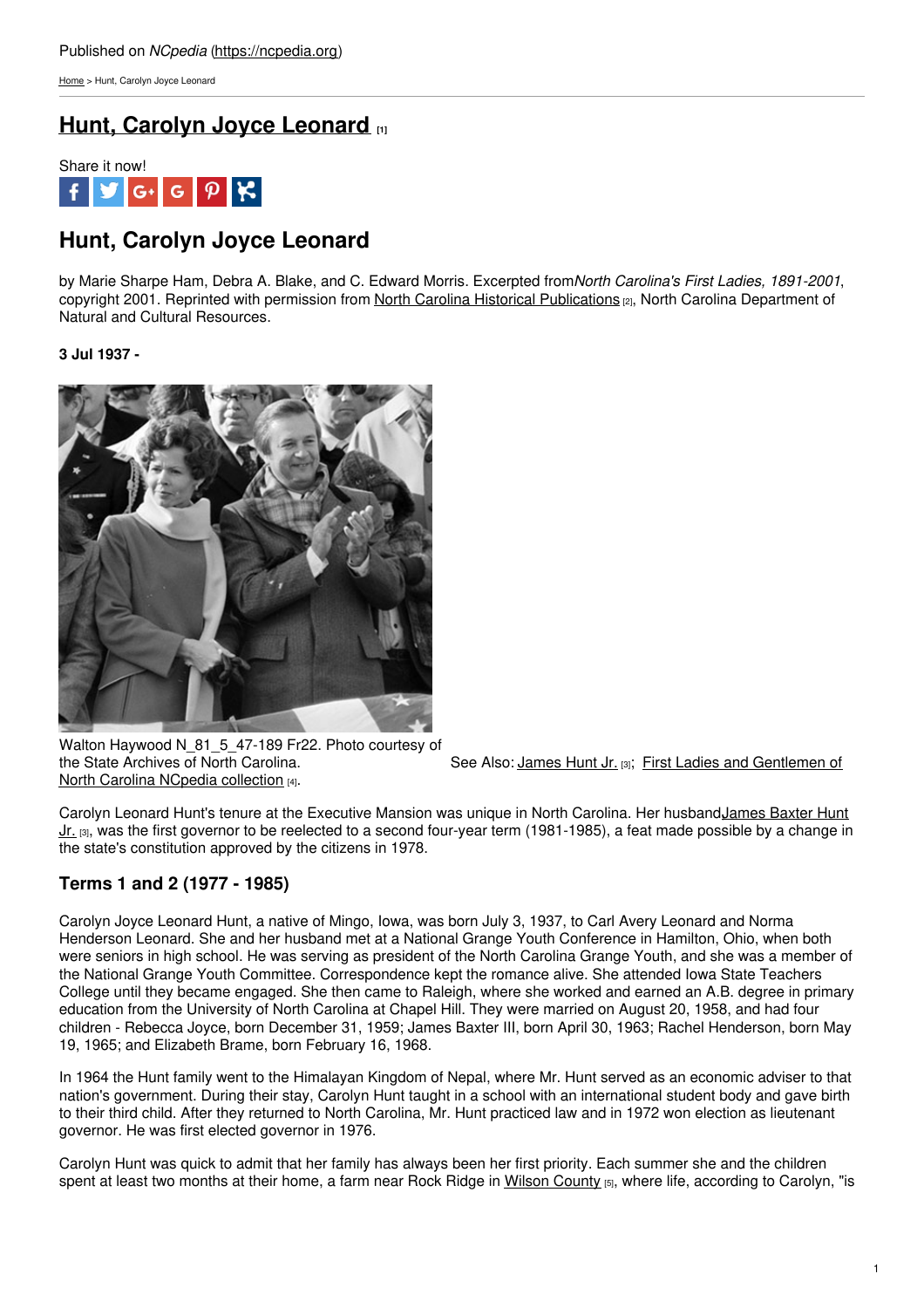Published on *NCpedia* (https://ncpedia.org)

Home > Hunt, Carolyn Joyce Leonard

# Hunt, Carolyn Joyce Leonard [1]

Share it now!

## Hunt, Carolyn Joyce Leonard

by Marie Sharpe Ham, Debra A. Blake, and C. Edward Morris. Excerpted from *North Carolina's First Ladies, 1891-2001*, copyright 2001. Reprinted with permission from North Carolina Historical Publications [2], North Carolina Department of Natural and Cultural Resources.

**3 Jul 1937 -**

Walton Haywood N_81_5_47-189 Fr22. Photo courtesy of the State Archives of North Carolina. North Carolina NCpedia collection [4].

See Also: James Hunt Jr. [3]; First Ladies and Gentlemen of

Carolyn Leonard Hunt's tenure at the Executive Mansion was unique in North Carolina. Her husband James Baxter Hunt Jr. [3], was the first governor to be reelected to a second four-year term (1981-1985), a feat made possible by a change in the state's constitution approved by the citizens in 1978.

## Terms 1 and 2 (1977 - 1985)

Carolyn Joyce Leonard Hunt, a native of Mingo, Iowa, was born July 3, 1937, to Carl Avery Leonard and Norma Henderson Leonard. She and her husband met at a National Grange Youth Conference in Hamilton, Ohio, when both were seniors in high school. He was serving as president of the North Carolina Grange Youth, and she was a member of the National Grange Youth Committee. Correspondence kept the romance alive. She attended Iowa State Teachers College until they became engaged. She then came to Raleigh, where she worked and earned an A.B. degree in primary education from the University of North Carolina at Chapel Hill. They were married on August 20, 1958, and had four children - Rebecca Joyce, born December 31, 1959; James Baxter III, born April 30, 1963; Rachel Henderson, born May 19, 1965; and Elizabeth Brame, born February 16, 1968.

In 1964 the Hunt family went to the Himalayan Kingdom of Nepal, where Mr. Hunt served as an economic adviser to that nation's government. During their stay, Carolyn Hunt taught in a school with an international student body and gave birth to their third child. After they returned to North Carolina, Mr. Hunt practiced law and in 1972 won election as lieutenant governor. He was first elected governor in 1976.

Carolyn Hunt was quick to admit that her family has always been her first priority. Each summer she and the children spent at least two months at their home, a farm near Rock Ridge in Wilson County [5], where life, according to Carolyn, "is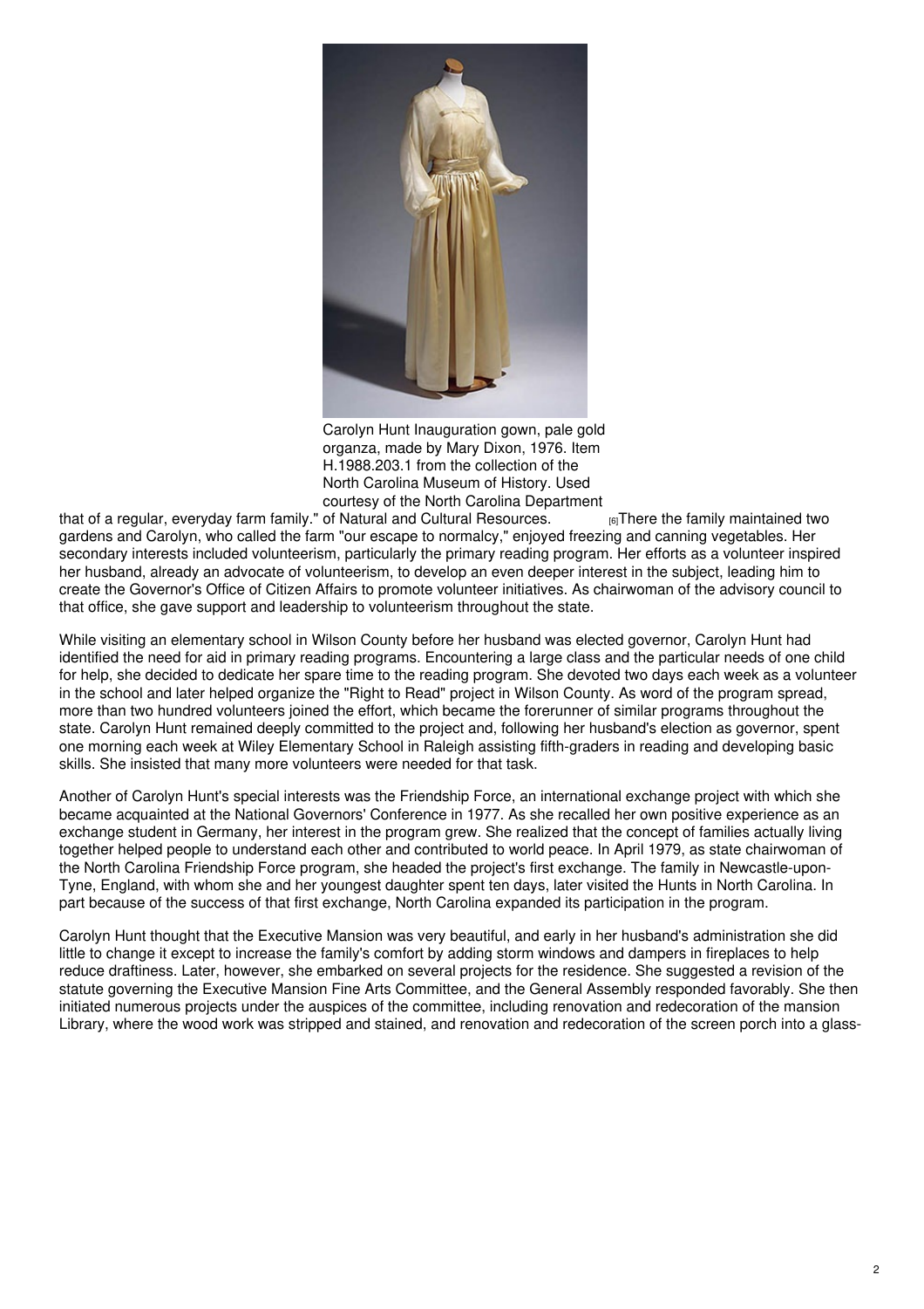Carolyn Hunt Inauguration gown, pale gold organza, made by Mary Dixon, 1976. Item H.1988.203.1 from the collection of the North Carolina Museum of History. Used courtesy of the North Carolina Department of Natural and Cultural Resources.

that of a regular, everyday farm family."[6] There the family maintained two gardens and Carolyn, who called the farm "our escape to normalcy," enjoyed freezing and canning vegetables. Her secondary interests included volunteerism, particularly the primary reading program. Her efforts as a volunteer inspired her husband, already an advocate of volunteerism, to develop an even deeper interest in the subject, leading him to create the Governor's Office of Citizen Affairs to promote volunteer initiatives. As chairwoman of the advisory council to that office, she gave support and leadership to volunteerism throughout the state.

While visiting an elementary school in Wilson County before her husband was elected governor, Carolyn Hunt had identified the need for aid in primary reading programs. Encountering a large class and the particular needs of one child for help, she decided to dedicate her spare time to the reading program. She devoted two days each week as a volunteer in the school and later helped organize the "Right to Read" project in Wilson County. As word of the program spread, more than two hundred volunteers joined the effort, which became the forerunner of similar programs throughout the state. Carolyn Hunt remained deeply committed to the project and, following her husband's election as governor, spent one morning each week at Wiley Elementary School in Raleigh assisting fifth-graders in reading and developing basic skills. She insisted that many more volunteers were needed for that task.

Another of Carolyn Hunt's special interests was the Friendship Force, an international exchange project with which she became acquainted at the National Governors' Conference in 1977. As she recalled her own positive experience as an exchange student in Germany, her interest in the program grew. She realized that the concept of families actually living together helped people to understand each other and contributed to world peace. In April 1979, as state chairwoman of the North Carolina Friendship Force program, she headed the project's first exchange. The family in Newcastle-upon-Tyne, England, with whom she and her youngest daughter spent ten days, later visited the Hunts in North Carolina. In part because of the success of that first exchange, North Carolina expanded its participation in the program.

Carolyn Hunt thought that the Executive Mansion was very beautiful, and early in her husband's administration she did little to change it except to increase the family's comfort by adding storm windows and dampers in fireplaces to help reduce draftiness. Later, however, she embarked on several projects for the residence. She suggested a revision of the statute governing the Executive Mansion Fine Arts Committee, and the General Assembly responded favorably. She then initiated numerous projects under the auspices of the committee, including renovation and redecoration of the mansion Library, where the wood work was stripped and stained, and renovation and redecoration of the screen porch into a glass-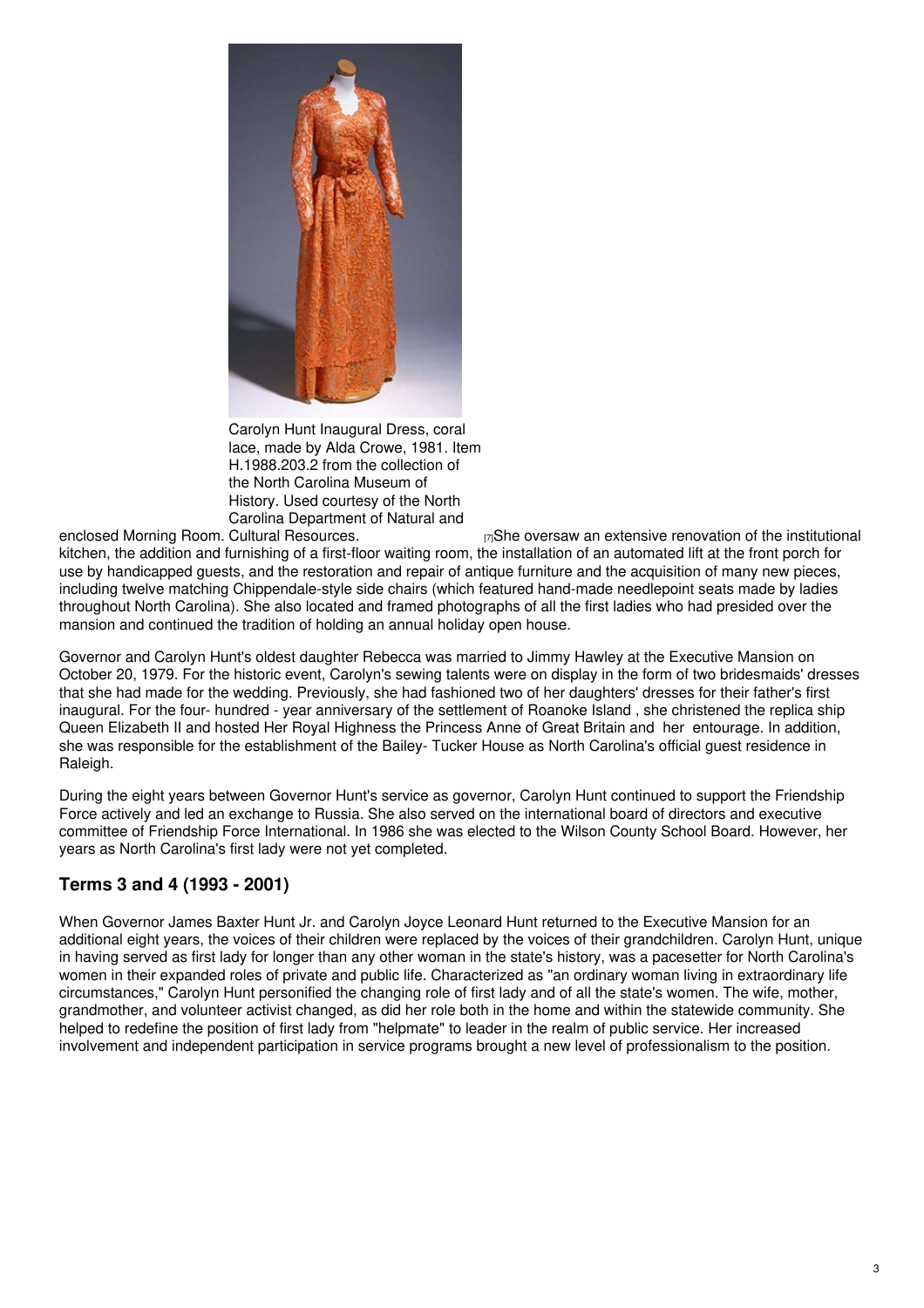Carolyn Hunt Inaugural Dress, coral lace, made by Alda Crowe, 1981. Item H.1988.203.2 from the collection of the North Carolina Museum of History. Used courtesy of the North Carolina Department of Natural and Cultural Resources.

enclosed Morning Room. [7]She oversaw an extensive renovation of the institutional kitchen, the addition and furnishing of a first-floor waiting room, the installation of an automated lift at the front porch for use by handicapped guests, and the restoration and repair of antique furniture and the acquisition of many new pieces, including twelve matching Chippendale-style side chairs (which featured hand-made needlepoint seats made by ladies throughout North Carolina). She also located and framed photographs of all the first ladies who had presided over the mansion and continued the tradition of holding an annual holiday open house.

Governor and Carolyn Hunt's oldest daughter Rebecca was married to Jimmy Hawley at the Executive Mansion on October 20, 1979. For the historic event, Carolyn's sewing talents were on display in the form of two bridesmaids' dresses that she had made for the wedding. Previously, she had fashioned two of her daughters' dresses for their father's first inaugural. For the four- hundred - year anniversary of the settlement of Roanoke Island , she christened the replica ship Queen Elizabeth II and hosted Her Royal Highness the Princess Anne of Great Britain and her entourage. In addition, she was responsible for the establishment of the Bailey- Tucker House as North Carolina's official guest residence in Raleigh.

During the eight years between Governor Hunt's service as governor, Carolyn Hunt continued to support the Friendship Force actively and led an exchange to Russia. She also served on the international board of directors and executive committee of Friendship Force International. In 1986 she was elected to the Wilson County School Board. However, her years as North Carolina's first lady were not yet completed.

## Terms 3 and 4 (1993 - 2001)

When Governor James Baxter Hunt Jr. and Carolyn Joyce Leonard Hunt returned to the Executive Mansion for an additional eight years, the voices of their children were replaced by the voices of their grandchildren. Carolyn Hunt, unique in having served as first lady for longer than any other woman in the state's history, was a pacesetter for North Carolina's women in their expanded roles of private and public life. Characterized as "an ordinary woman living in extraordinary life circumstances," Carolyn Hunt personified the changing role of first lady and of all the state's women. The wife, mother, grandmother, and volunteer activist changed, as did her role both in the home and within the statewide community. She helped to redefine the position of first lady from "helpmate" to leader in the realm of public service. Her increased involvement and independent participation in service programs brought a new level of professionalism to the position.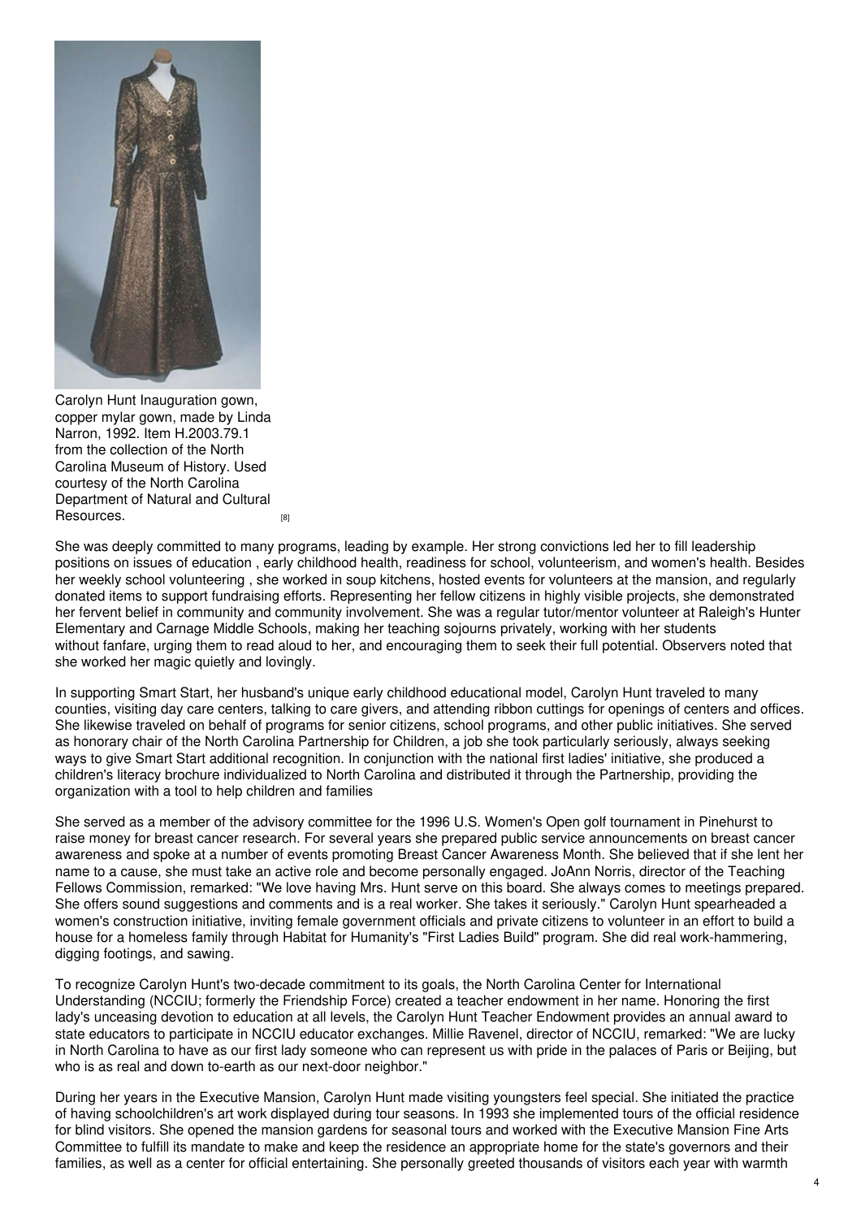Carolyn Hunt Inauguration gown, copper mylar gown, made by Linda Narron, 1992. Item H.2003.79.1 from the collection of the North Carolina Museum of History. Used courtesy of the North Carolina Department of Natural and Cultural Resources. [8]

She was deeply committed to many programs, leading by example. Her strong convictions led her to fill leadership positions on issues of education , early childhood health, readiness for school, volunteerism, and women's health. Besides her weekly school volunteering , she worked in soup kitchens, hosted events for volunteers at the mansion, and regularly donated items to support fundraising efforts. Representing her fellow citizens in highly visible projects, she demonstrated her fervent belief in community and community involvement. She was a regular tutor/mentor volunteer at Raleigh's Hunter Elementary and Carnage Middle Schools, making her teaching sojourns privately, working with her students without fanfare, urging them to read aloud to her, and encouraging them to seek their full potential. Observers noted that she worked her magic quietly and lovingly.

In supporting Smart Start, her husband's unique early childhood educational model, Carolyn Hunt traveled to many counties, visiting day care centers, talking to care givers, and attending ribbon cuttings for openings of centers and offices. She likewise traveled on behalf of programs for senior citizens, school programs, and other public initiatives. She served as honorary chair of the North Carolina Partnership for Children, a job she took particularly seriously, always seeking ways to give Smart Start additional recognition. In conjunction with the national first ladies' initiative, she produced a children's literacy brochure individualized to North Carolina and distributed it through the Partnership, providing the organization with a tool to help children and families

She served as a member of the advisory committee for the 1996 U.S. Women's Open golf tournament in Pinehurst to raise money for breast cancer research. For several years she prepared public service announcements on breast cancer awareness and spoke at a number of events promoting Breast Cancer Awareness Month. She believed that if she lent her name to a cause, she must take an active role and become personally engaged. JoAnn Norris, director of the Teaching Fellows Commission, remarked: "We love having Mrs. Hunt serve on this board. She always comes to meetings prepared. She offers sound suggestions and comments and is a real worker. She takes it seriously." Carolyn Hunt spearheaded a women's construction initiative, inviting female government officials and private citizens to volunteer in an effort to build a house for a homeless family through Habitat for Humanity's "First Ladies Build" program. She did real work-hammering, digging footings, and sawing.

To recognize Carolyn Hunt's two-decade commitment to its goals, the North Carolina Center for International Understanding (NCCIU; formerly the Friendship Force) created a teacher endowment in her name. Honoring the first lady's unceasing devotion to education at all levels, the Carolyn Hunt Teacher Endowment provides an annual award to state educators to participate in NCCIU educator exchanges. Millie Ravenel, director of NCCIU, remarked: "We are lucky in North Carolina to have as our first lady someone who can represent us with pride in the palaces of Paris or Beijing, but who is as real and down to-earth as our next-door neighbor."

During her years in the Executive Mansion, Carolyn Hunt made visiting youngsters feel special. She initiated the practice of having schoolchildren's art work displayed during tour seasons. In 1993 she implemented tours of the official residence for blind visitors. She opened the mansion gardens for seasonal tours and worked with the Executive Mansion Fine Arts Committee to fulfill its mandate to make and keep the residence an appropriate home for the state's governors and their families, as well as a center for official entertaining. She personally greeted thousands of visitors each year with warmth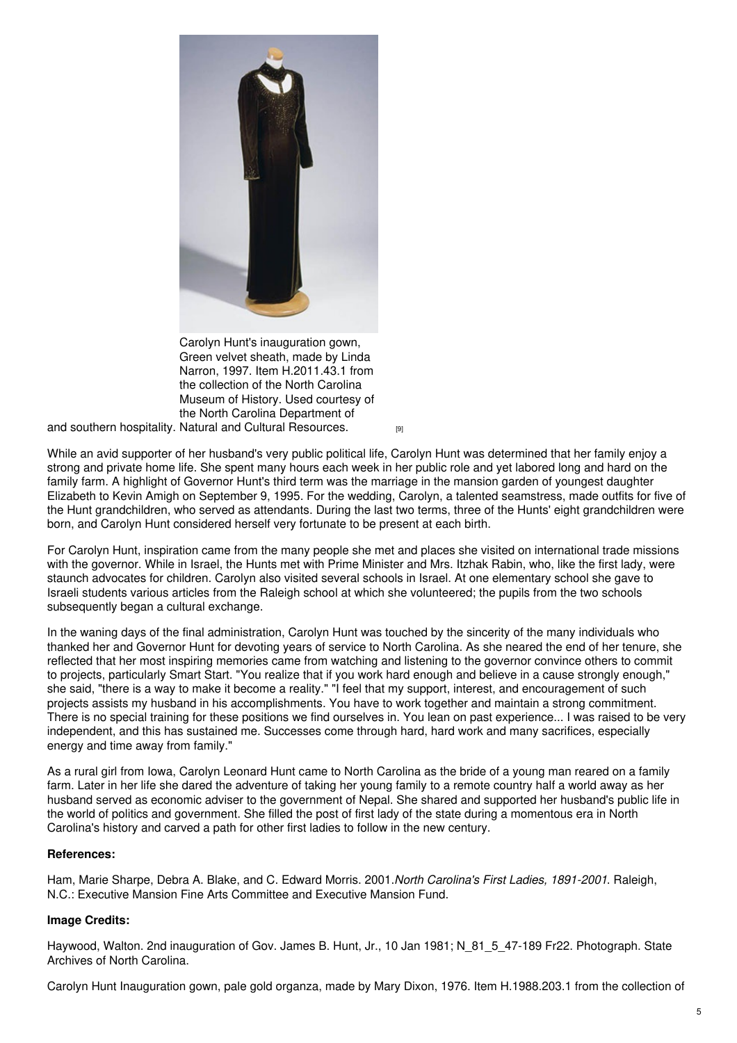Carolyn Hunt's inauguration gown, Green velvet sheath, made by Linda Narron, 1997. Item H.2011.43.1 from the collection of the North Carolina Museum of History. Used courtesy of the North Carolina Department of Natural and Cultural Resources.

and southern hospitality. [9]

While an avid supporter of her husband's very public political life, Carolyn Hunt was determined that her family enjoy a strong and private home life. She spent many hours each week in her public role and yet labored long and hard on the family farm. A highlight of Governor Hunt's third term was the marriage in the mansion garden of youngest daughter Elizabeth to Kevin Amigh on September 9, 1995. For the wedding, Carolyn, a talented seamstress, made outfits for five of the Hunt grandchildren, who served as attendants. During the last two terms, three of the Hunts' eight grandchildren were born, and Carolyn Hunt considered herself very fortunate to be present at each birth.

For Carolyn Hunt, inspiration came from the many people she met and places she visited on international trade missions with the governor. While in Israel, the Hunts met with Prime Minister and Mrs. Itzhak Rabin, who, like the first lady, were staunch advocates for children. Carolyn also visited several schools in Israel. At one elementary school she gave to Israeli students various articles from the Raleigh school at which she volunteered; the pupils from the two schools subsequently began a cultural exchange.

In the waning days of the final administration, Carolyn Hunt was touched by the sincerity of the many individuals who thanked her and Governor Hunt for devoting years of service to North Carolina. As she neared the end of her tenure, she reflected that her most inspiring memories came from watching and listening to the governor convince others to commit to projects, particularly Smart Start. "You realize that if you work hard enough and believe in a cause strongly enough," she said, "there is a way to make it become a reality." "I feel that my support, interest, and encouragement of such projects assists my husband in his accomplishments. You have to work together and maintain a strong commitment. There is no special training for these positions we find ourselves in. You lean on past experience... I was raised to be very independent, and this has sustained me. Successes come through hard, hard work and many sacrifices, especially energy and time away from family."

As a rural girl from Iowa, Carolyn Leonard Hunt came to North Carolina as the bride of a young man reared on a family farm. Later in her life she dared the adventure of taking her young family to a remote country half a world away as her husband served as economic adviser to the government of Nepal. She shared and supported her husband's public life in the world of politics and government. She filled the post of first lady of the state during a momentous era in North Carolina's history and carved a path for other first ladies to follow in the new century.

**References:**

Ham, Marie Sharpe, Debra A. Blake, and C. Edward Morris. 2001.*North Carolina's First Ladies, 1891-2001*. Raleigh, N.C.: Executive Mansion Fine Arts Committee and Executive Mansion Fund.

**Image Credits:**

Haywood, Walton. 2nd inauguration of Gov. James B. Hunt, Jr., 10 Jan 1981; N_81_5_47-189 Fr22. Photograph. State Archives of North Carolina.

Carolyn Hunt Inauguration gown, pale gold organza, made by Mary Dixon, 1976. Item H.1988.203.1 from the collection of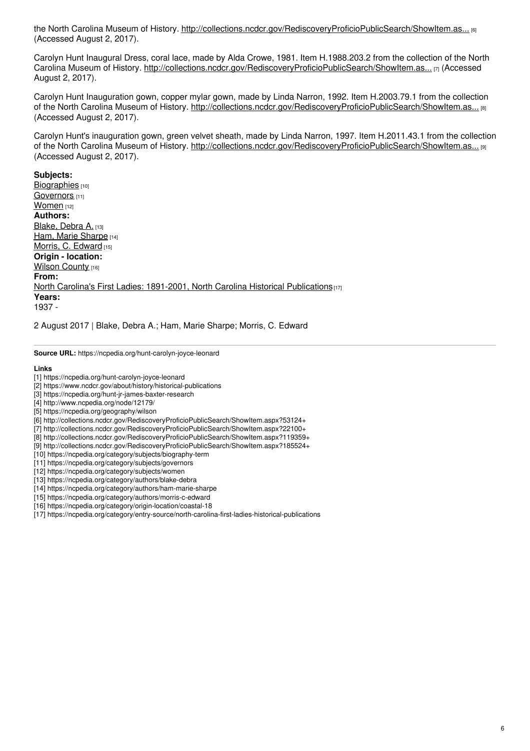the North Carolina Museum of History. http://collections.ncdcr.gov/RediscoveryProficioPublicSearch/ShowItem.as... [6] (Accessed August 2, 2017).

Carolyn Hunt Inaugural Dress, coral lace, made by Alda Crowe, 1981. Item H.1988.203.2 from the collection of the North Carolina Museum of History. http://collections.ncdcr.gov/RediscoveryProficioPublicSearch/ShowItem.as... [7] (Accessed August 2, 2017).

Carolyn Hunt Inauguration gown, copper mylar gown, made by Linda Narron, 1992. Item H.2003.79.1 from the collection of the North Carolina Museum of History. http://collections.ncdcr.gov/RediscoveryProficioPublicSearch/ShowItem.as... [8] (Accessed August 2, 2017).

Carolyn Hunt's inauguration gown, green velvet sheath, made by Linda Narron, 1997. Item H.2011.43.1 from the collection of the North Carolina Museum of History. http://collections.ncdcr.gov/RediscoveryProficioPublicSearch/ShowItem.as... [9] (Accessed August 2, 2017).

**Subjects:**
Biographies [10]
Governors [11]
Women [12]
**Authors:**
Blake, Debra A. [13]
Ham, Marie Sharpe [14]
Morris, C. Edward [15]
**Origin - location:**
Wilson County [16]
**From:**
North Carolina's First Ladies: 1891-2001, North Carolina Historical Publications [17]
**Years:**
1937 -

2 August 2017 | Blake, Debra A.; Ham, Marie Sharpe; Morris, C. Edward

---

**Source URL:** https://ncpedia.org/hunt-carolyn-joyce-leonard

**Links**
[1] https://ncpedia.org/hunt-carolyn-joyce-leonard
[2] https://www.ncdcr.gov/about/history/historical-publications
[3] https://ncpedia.org/hunt-jr-james-baxter-research
[4] http://www.ncpedia.org/node/12179/
[5] https://ncpedia.org/geography/wilson
[6] http://collections.ncdcr.gov/RediscoveryProficioPublicSearch/ShowItem.aspx?53124+
[7] http://collections.ncdcr.gov/RediscoveryProficioPublicSearch/ShowItem.aspx?22100+
[8] http://collections.ncdcr.gov/RediscoveryProficioPublicSearch/ShowItem.aspx?119359+
[9] http://collections.ncdcr.gov/RediscoveryProficioPublicSearch/ShowItem.aspx?185524+
[10] https://ncpedia.org/category/subjects/biography-term
[11] https://ncpedia.org/category/subjects/governors
[12] https://ncpedia.org/category/subjects/women
[13] https://ncpedia.org/category/authors/blake-debra
[14] https://ncpedia.org/category/authors/ham-marie-sharpe
[15] https://ncpedia.org/category/authors/morris-c-edward
[16] https://ncpedia.org/category/origin-location/coastal-18
[17] https://ncpedia.org/category/entry-source/north-carolina-first-ladies-historical-publications